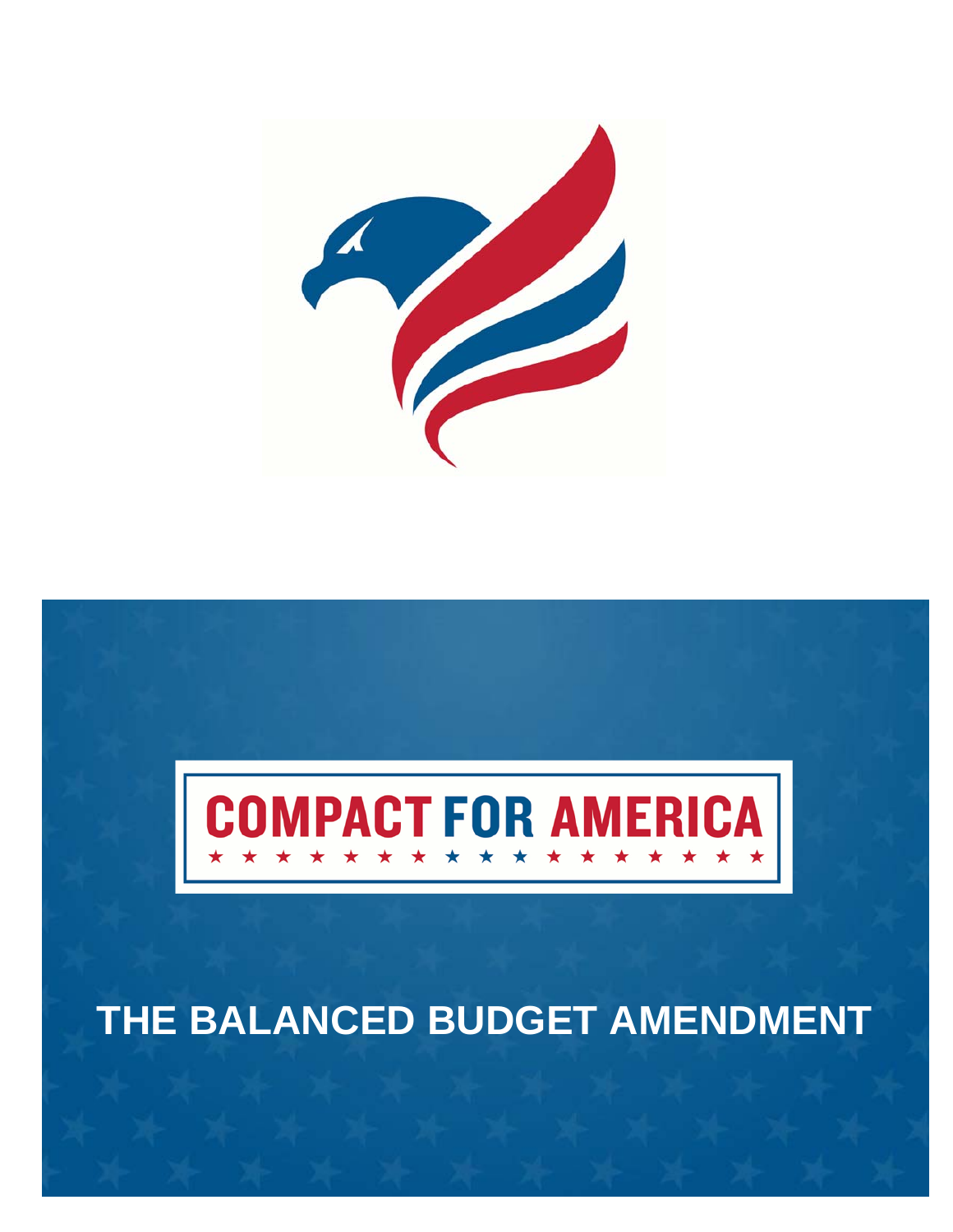# COMPACT FOR AMERICA

## THE BALANCED BUDGET AMENDMENT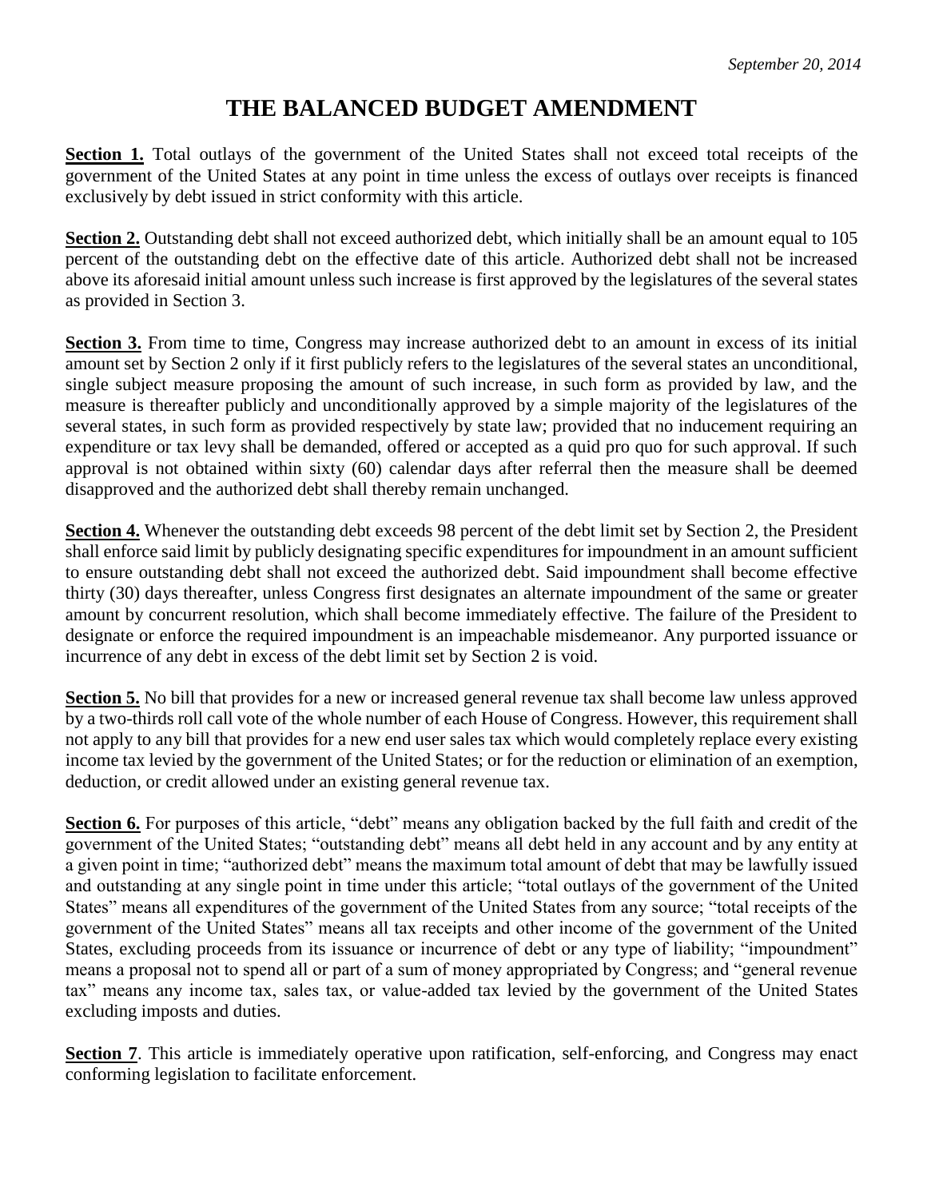*September 20, 2014*

# THE BALANCED BUDGET AMENDMENT

**Section 1.** Total outlays of the government of the United States shall not exceed total receipts of the government of the United States at any point in time unless the excess of outlays over receipts is financed exclusively by debt issued in strict conformity with this article.

**Section 2.** Outstanding debt shall not exceed authorized debt, which initially shall be an amount equal to 105 percent of the outstanding debt on the effective date of this article. Authorized debt shall not be increased above its aforesaid initial amount unless such increase is first approved by the legislatures of the several states as provided in Section 3.

**Section 3.** From time to time, Congress may increase authorized debt to an amount in excess of its initial amount set by Section 2 only if it first publicly refers to the legislatures of the several states an unconditional, single subject measure proposing the amount of such increase, in such form as provided by law, and the measure is thereafter publicly and unconditionally approved by a simple majority of the legislatures of the several states, in such form as provided respectively by state law; provided that no inducement requiring an expenditure or tax levy shall be demanded, offered or accepted as a quid pro quo for such approval. If such approval is not obtained within sixty (60) calendar days after referral then the measure shall be deemed disapproved and the authorized debt shall thereby remain unchanged.

**Section 4.** Whenever the outstanding debt exceeds 98 percent of the debt limit set by Section 2, the President shall enforce said limit by publicly designating specific expenditures for impoundment in an amount sufficient to ensure outstanding debt shall not exceed the authorized debt. Said impoundment shall become effective thirty (30) days thereafter, unless Congress first designates an alternate impoundment of the same or greater amount by concurrent resolution, which shall become immediately effective. The failure of the President to designate or enforce the required impoundment is an impeachable misdemeanor. Any purported issuance or incurrence of any debt in excess of the debt limit set by Section 2 is void.

**Section 5.** No bill that provides for a new or increased general revenue tax shall become law unless approved by a two-thirds roll call vote of the whole number of each House of Congress. However, this requirement shall not apply to any bill that provides for a new end user sales tax which would completely replace every existing income tax levied by the government of the United States; or for the reduction or elimination of an exemption, deduction, or credit allowed under an existing general revenue tax.

**Section 6.** For purposes of this article, "debt" means any obligation backed by the full faith and credit of the government of the United States; "outstanding debt" means all debt held in any account and by any entity at a given point in time; "authorized debt" means the maximum total amount of debt that may be lawfully issued and outstanding at any single point in time under this article; "total outlays of the government of the United States" means all expenditures of the government of the United States from any source; "total receipts of the government of the United States" means all tax receipts and other income of the government of the United States, excluding proceeds from its issuance or incurrence of debt or any type of liability; "impoundment" means a proposal not to spend all or part of a sum of money appropriated by Congress; and "general revenue tax" means any income tax, sales tax, or value-added tax levied by the government of the United States excluding imposts and duties.

**Section 7**. This article is immediately operative upon ratification, self-enforcing, and Congress may enact conforming legislation to facilitate enforcement.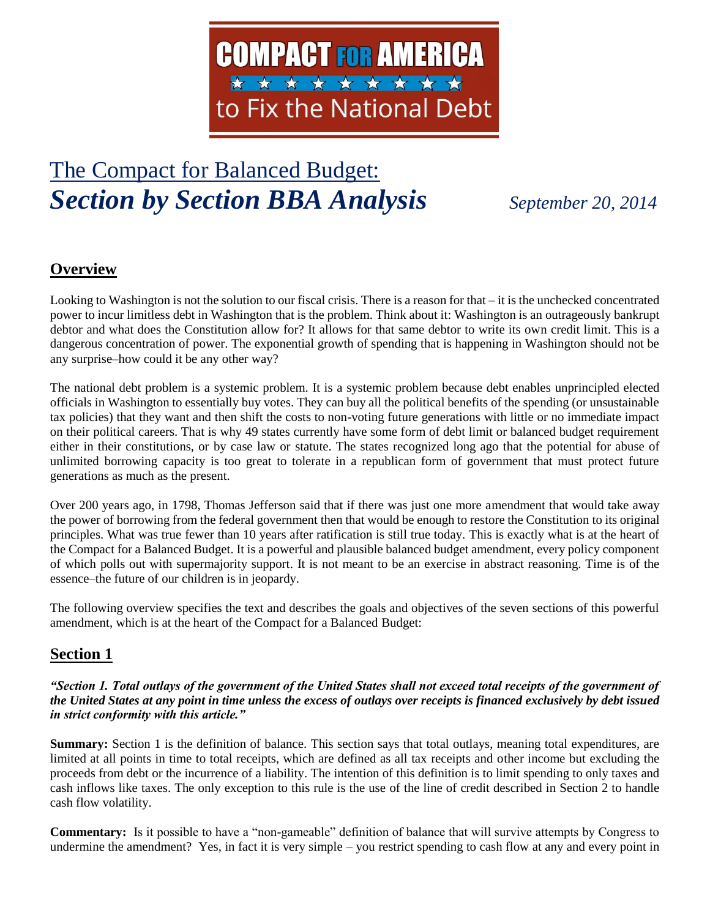**COMPACT FOR AMERICA**
**to Fix the National Debt**

# The Compact for Balanced Budget: *Section by Section BBA Analysis*

*September 20, 2014*

## Overview

Looking to Washington is not the solution to our fiscal crisis. There is a reason for that – it is the unchecked concentrated power to incur limitless debt in Washington that is the problem. Think about it: Washington is an outrageously bankrupt debtor and what does the Constitution allow for? It allows for that same debtor to write its own credit limit. This is a dangerous concentration of power. The exponential growth of spending that is happening in Washington should not be any surprise–how could it be any other way?

The national debt problem is a systemic problem. It is a systemic problem because debt enables unprincipled elected officials in Washington to essentially buy votes. They can buy all the political benefits of the spending (or unsustainable tax policies) that they want and then shift the costs to non-voting future generations with little or no immediate impact on their political careers. That is why 49 states currently have some form of debt limit or balanced budget requirement either in their constitutions, or by case law or statute. The states recognized long ago that the potential for abuse of unlimited borrowing capacity is too great to tolerate in a republican form of government that must protect future generations as much as the present.

Over 200 years ago, in 1798, Thomas Jefferson said that if there was just one more amendment that would take away the power of borrowing from the federal government then that would be enough to restore the Constitution to its original principles. What was true fewer than 10 years after ratification is still true today. This is exactly what is at the heart of the Compact for a Balanced Budget. It is a powerful and plausible balanced budget amendment, every policy component of which polls out with supermajority support. It is not meant to be an exercise in abstract reasoning. Time is of the essence–the future of our children is in jeopardy.

The following overview specifies the text and describes the goals and objectives of the seven sections of this powerful amendment, which is at the heart of the Compact for a Balanced Budget:

## Section 1

***"Section 1. Total outlays of the government of the United States shall not exceed total receipts of the government of the United States at any point in time unless the excess of outlays over receipts is financed exclusively by debt issued in strict conformity with this article."***

**Summary:** Section 1 is the definition of balance. This section says that total outlays, meaning total expenditures, are limited at all points in time to total receipts, which are defined as all tax receipts and other income but excluding the proceeds from debt or the incurrence of a liability. The intention of this definition is to limit spending to only taxes and cash inflows like taxes. The only exception to this rule is the use of the line of credit described in Section 2 to handle cash flow volatility.

**Commentary:** Is it possible to have a "non-gameable" definition of balance that will survive attempts by Congress to undermine the amendment? Yes, in fact it is very simple – you restrict spending to cash flow at any and every point in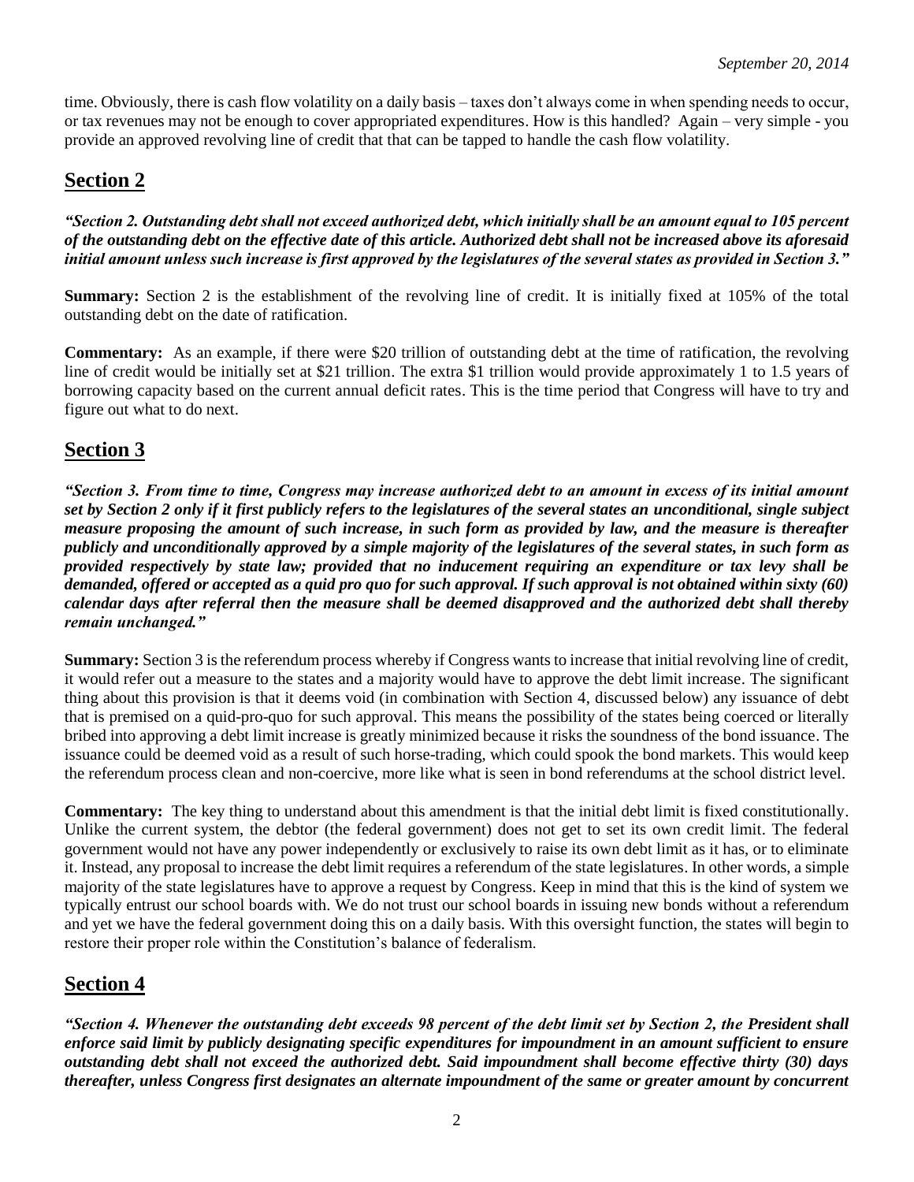time. Obviously, there is cash flow volatility on a daily basis – taxes don't always come in when spending needs to occur, or tax revenues may not be enough to cover appropriated expenditures. How is this handled? Again – very simple - you provide an approved revolving line of credit that that can be tapped to handle the cash flow volatility.

## Section 2

***"Section 2. Outstanding debt shall not exceed authorized debt, which initially shall be an amount equal to 105 percent of the outstanding debt on the effective date of this article. Authorized debt shall not be increased above its aforesaid initial amount unless such increase is first approved by the legislatures of the several states as provided in Section 3."***

**Summary:** Section 2 is the establishment of the revolving line of credit. It is initially fixed at 105% of the total outstanding debt on the date of ratification.

**Commentary:** As an example, if there were \$20 trillion of outstanding debt at the time of ratification, the revolving line of credit would be initially set at \$21 trillion. The extra \$1 trillion would provide approximately 1 to 1.5 years of borrowing capacity based on the current annual deficit rates. This is the time period that Congress will have to try and figure out what to do next.

## Section 3

***"Section 3. From time to time, Congress may increase authorized debt to an amount in excess of its initial amount set by Section 2 only if it first publicly refers to the legislatures of the several states an unconditional, single subject measure proposing the amount of such increase, in such form as provided by law, and the measure is thereafter publicly and unconditionally approved by a simple majority of the legislatures of the several states, in such form as provided respectively by state law; provided that no inducement requiring an expenditure or tax levy shall be demanded, offered or accepted as a quid pro quo for such approval. If such approval is not obtained within sixty (60) calendar days after referral then the measure shall be deemed disapproved and the authorized debt shall thereby remain unchanged."***

**Summary:** Section 3 is the referendum process whereby if Congress wants to increase that initial revolving line of credit, it would refer out a measure to the states and a majority would have to approve the debt limit increase. The significant thing about this provision is that it deems void (in combination with Section 4, discussed below) any issuance of debt that is premised on a quid-pro-quo for such approval. This means the possibility of the states being coerced or literally bribed into approving a debt limit increase is greatly minimized because it risks the soundness of the bond issuance. The issuance could be deemed void as a result of such horse-trading, which could spook the bond markets. This would keep the referendum process clean and non-coercive, more like what is seen in bond referendums at the school district level.

**Commentary:** The key thing to understand about this amendment is that the initial debt limit is fixed constitutionally. Unlike the current system, the debtor (the federal government) does not get to set its own credit limit. The federal government would not have any power independently or exclusively to raise its own debt limit as it has, or to eliminate it. Instead, any proposal to increase the debt limit requires a referendum of the state legislatures. In other words, a simple majority of the state legislatures have to approve a request by Congress. Keep in mind that this is the kind of system we typically entrust our school boards with. We do not trust our school boards in issuing new bonds without a referendum and yet we have the federal government doing this on a daily basis. With this oversight function, the states will begin to restore their proper role within the Constitution's balance of federalism.

## Section 4

***"Section 4. Whenever the outstanding debt exceeds 98 percent of the debt limit set by Section 2, the President shall enforce said limit by publicly designating specific expenditures for impoundment in an amount sufficient to ensure outstanding debt shall not exceed the authorized debt. Said impoundment shall become effective thirty (30) days thereafter, unless Congress first designates an alternate impoundment of the same or greater amount by concurrent***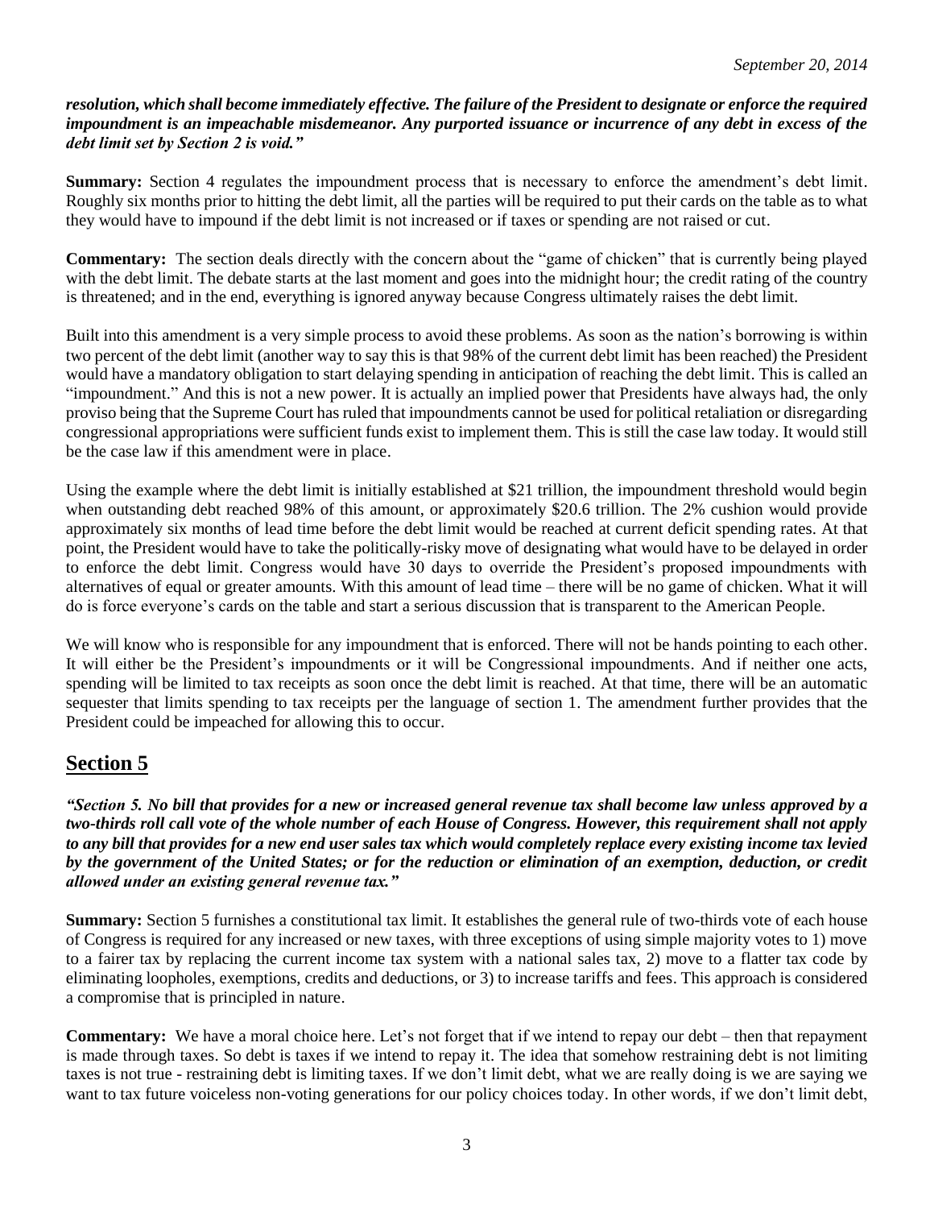***resolution, which shall become immediately effective. The failure of the President to designate or enforce the required impoundment is an impeachable misdemeanor. Any purported issuance or incurrence of any debt in excess of the debt limit set by Section 2 is void."***

**Summary:** Section 4 regulates the impoundment process that is necessary to enforce the amendment's debt limit. Roughly six months prior to hitting the debt limit, all the parties will be required to put their cards on the table as to what they would have to impound if the debt limit is not increased or if taxes or spending are not raised or cut.

**Commentary:** The section deals directly with the concern about the "game of chicken" that is currently being played with the debt limit. The debate starts at the last moment and goes into the midnight hour; the credit rating of the country is threatened; and in the end, everything is ignored anyway because Congress ultimately raises the debt limit.

Built into this amendment is a very simple process to avoid these problems. As soon as the nation's borrowing is within two percent of the debt limit (another way to say this is that 98% of the current debt limit has been reached) the President would have a mandatory obligation to start delaying spending in anticipation of reaching the debt limit. This is called an "impoundment." And this is not a new power. It is actually an implied power that Presidents have always had, the only proviso being that the Supreme Court has ruled that impoundments cannot be used for political retaliation or disregarding congressional appropriations were sufficient funds exist to implement them. This is still the case law today. It would still be the case law if this amendment were in place.

Using the example where the debt limit is initially established at $21 trillion, the impoundment threshold would begin when outstanding debt reached 98% of this amount, or approximately $20.6 trillion. The 2% cushion would provide approximately six months of lead time before the debt limit would be reached at current deficit spending rates. At that point, the President would have to take the politically-risky move of designating what would have to be delayed in order to enforce the debt limit. Congress would have 30 days to override the President's proposed impoundments with alternatives of equal or greater amounts. With this amount of lead time – there will be no game of chicken. What it will do is force everyone's cards on the table and start a serious discussion that is transparent to the American People.

We will know who is responsible for any impoundment that is enforced. There will not be hands pointing to each other. It will either be the President's impoundments or it will be Congressional impoundments. And if neither one acts, spending will be limited to tax receipts as soon once the debt limit is reached. At that time, there will be an automatic sequester that limits spending to tax receipts per the language of section 1. The amendment further provides that the President could be impeached for allowing this to occur.

## Section 5

***"Section 5. No bill that provides for a new or increased general revenue tax shall become law unless approved by a two-thirds roll call vote of the whole number of each House of Congress. However, this requirement shall not apply to any bill that provides for a new end user sales tax which would completely replace every existing income tax levied by the government of the United States; or for the reduction or elimination of an exemption, deduction, or credit allowed under an existing general revenue tax."***

**Summary:** Section 5 furnishes a constitutional tax limit. It establishes the general rule of two-thirds vote of each house of Congress is required for any increased or new taxes, with three exceptions of using simple majority votes to 1) move to a fairer tax by replacing the current income tax system with a national sales tax, 2) move to a flatter tax code by eliminating loopholes, exemptions, credits and deductions, or 3) to increase tariffs and fees. This approach is considered a compromise that is principled in nature.

**Commentary:** We have a moral choice here. Let's not forget that if we intend to repay our debt – then that repayment is made through taxes. So debt is taxes if we intend to repay it. The idea that somehow restraining debt is not limiting taxes is not true - restraining debt is limiting taxes. If we don't limit debt, what we are really doing is we are saying we want to tax future voiceless non-voting generations for our policy choices today. In other words, if we don't limit debt,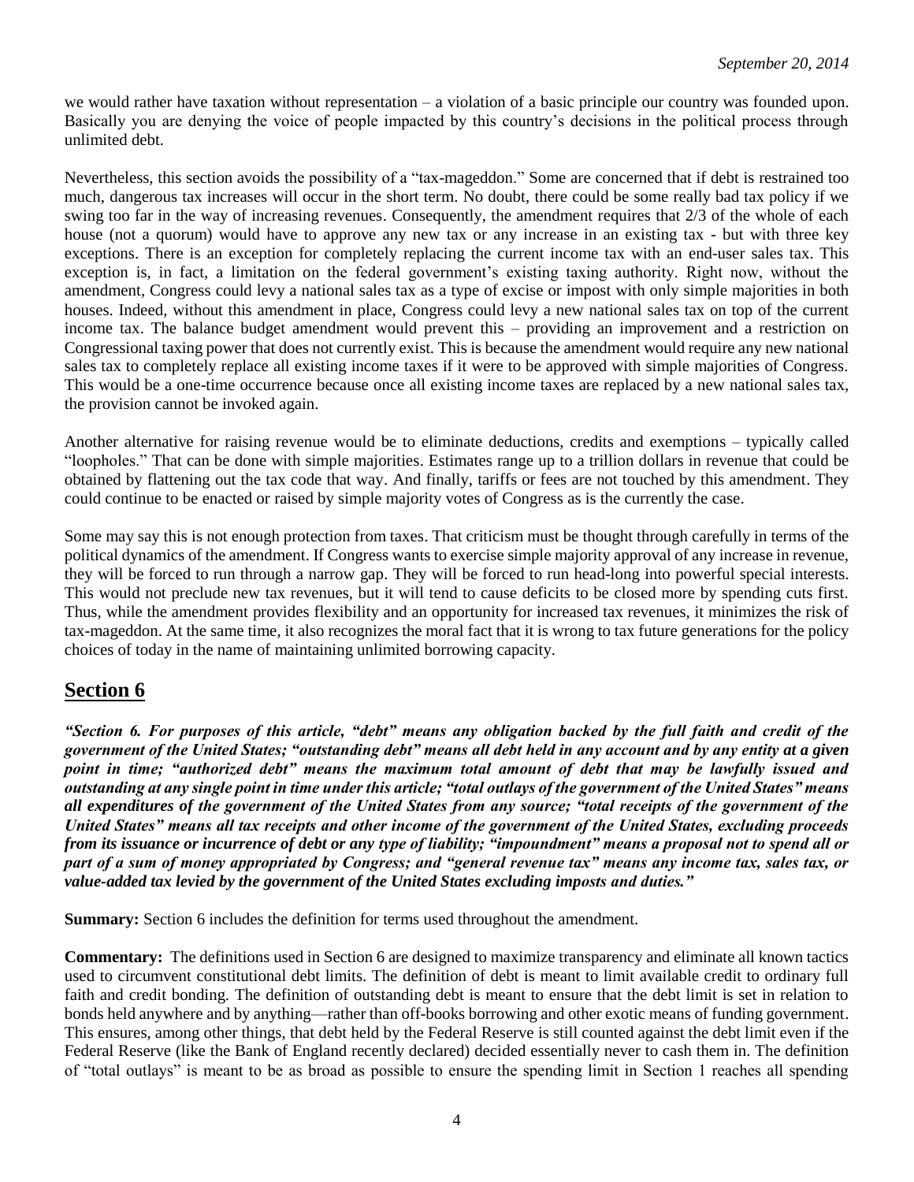we would rather have taxation without representation – a violation of a basic principle our country was founded upon. Basically you are denying the voice of people impacted by this country's decisions in the political process through unlimited debt.

Nevertheless, this section avoids the possibility of a "tax-mageddon." Some are concerned that if debt is restrained too much, dangerous tax increases will occur in the short term. No doubt, there could be some really bad tax policy if we swing too far in the way of increasing revenues. Consequently, the amendment requires that 2/3 of the whole of each house (not a quorum) would have to approve any new tax or any increase in an existing tax - but with three key exceptions. There is an exception for completely replacing the current income tax with an end-user sales tax. This exception is, in fact, a limitation on the federal government's existing taxing authority. Right now, without the amendment, Congress could levy a national sales tax as a type of excise or impost with only simple majorities in both houses. Indeed, without this amendment in place, Congress could levy a new national sales tax on top of the current income tax. The balance budget amendment would prevent this – providing an improvement and a restriction on Congressional taxing power that does not currently exist. This is because the amendment would require any new national sales tax to completely replace all existing income taxes if it were to be approved with simple majorities of Congress. This would be a one-time occurrence because once all existing income taxes are replaced by a new national sales tax, the provision cannot be invoked again.

Another alternative for raising revenue would be to eliminate deductions, credits and exemptions – typically called "loopholes." That can be done with simple majorities. Estimates range up to a trillion dollars in revenue that could be obtained by flattening out the tax code that way. And finally, tariffs or fees are not touched by this amendment. They could continue to be enacted or raised by simple majority votes of Congress as is the currently the case.

Some may say this is not enough protection from taxes. That criticism must be thought through carefully in terms of the political dynamics of the amendment. If Congress wants to exercise simple majority approval of any increase in revenue, they will be forced to run through a narrow gap. They will be forced to run head-long into powerful special interests. This would not preclude new tax revenues, but it will tend to cause deficits to be closed more by spending cuts first. Thus, while the amendment provides flexibility and an opportunity for increased tax revenues, it minimizes the risk of tax-mageddon. At the same time, it also recognizes the moral fact that it is wrong to tax future generations for the policy choices of today in the name of maintaining unlimited borrowing capacity.

## Section 6

***"Section 6. For purposes of this article, "debt" means any obligation backed by the full faith and credit of the government of the United States; "outstanding debt" means all debt held in any account and by any entity at a given point in time; "authorized debt" means the maximum total amount of debt that may be lawfully issued and outstanding at any single point in time under this article; "total outlays of the government of the United States" means all expenditures of the government of the United States from any source; "total receipts of the government of the United States" means all tax receipts and other income of the government of the United States, excluding proceeds from its issuance or incurrence of debt or any type of liability; "impoundment" means a proposal not to spend all or part of a sum of money appropriated by Congress; and "general revenue tax" means any income tax, sales tax, or value-added tax levied by the government of the United States excluding imposts and duties."***

**Summary:** Section 6 includes the definition for terms used throughout the amendment.

**Commentary:** The definitions used in Section 6 are designed to maximize transparency and eliminate all known tactics used to circumvent constitutional debt limits. The definition of debt is meant to limit available credit to ordinary full faith and credit bonding. The definition of outstanding debt is meant to ensure that the debt limit is set in relation to bonds held anywhere and by anything—rather than off-books borrowing and other exotic means of funding government. This ensures, among other things, that debt held by the Federal Reserve is still counted against the debt limit even if the Federal Reserve (like the Bank of England recently declared) decided essentially never to cash them in. The definition of "total outlays" is meant to be as broad as possible to ensure the spending limit in Section 1 reaches all spending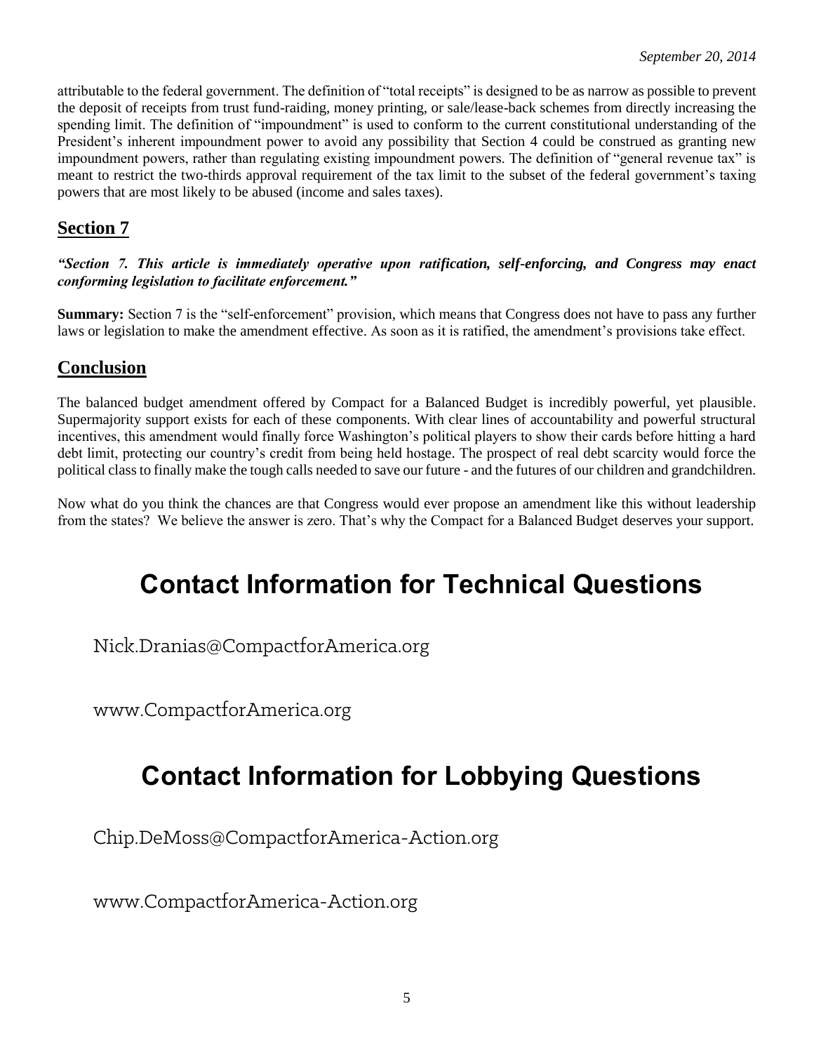attributable to the federal government. The definition of "total receipts" is designed to be as narrow as possible to prevent the deposit of receipts from trust fund-raiding, money printing, or sale/lease-back schemes from directly increasing the spending limit. The definition of "impoundment" is used to conform to the current constitutional understanding of the President's inherent impoundment power to avoid any possibility that Section 4 could be construed as granting new impoundment powers, rather than regulating existing impoundment powers. The definition of "general revenue tax" is meant to restrict the two-thirds approval requirement of the tax limit to the subset of the federal government's taxing powers that are most likely to be abused (income and sales taxes).

## Section 7

***"Section 7. This article is immediately operative upon ratification, self-enforcing, and Congress may enact conforming legislation to facilitate enforcement."***

**Summary:** Section 7 is the "self-enforcement" provision, which means that Congress does not have to pass any further laws or legislation to make the amendment effective. As soon as it is ratified, the amendment's provisions take effect.

## Conclusion

The balanced budget amendment offered by Compact for a Balanced Budget is incredibly powerful, yet plausible. Supermajority support exists for each of these components. With clear lines of accountability and powerful structural incentives, this amendment would finally force Washington's political players to show their cards before hitting a hard debt limit, protecting our country's credit from being held hostage. The prospect of real debt scarcity would force the political class to finally make the tough calls needed to save our future - and the futures of our children and grandchildren.

Now what do you think the chances are that Congress would ever propose an amendment like this without leadership from the states? We believe the answer is zero. That's why the Compact for a Balanced Budget deserves your support.

# Contact Information for Technical Questions

Nick.Dranias@CompactforAmerica.org

www.CompactforAmerica.org

# Contact Information for Lobbying Questions

Chip.DeMoss@CompactforAmerica-Action.org

www.CompactforAmerica-Action.org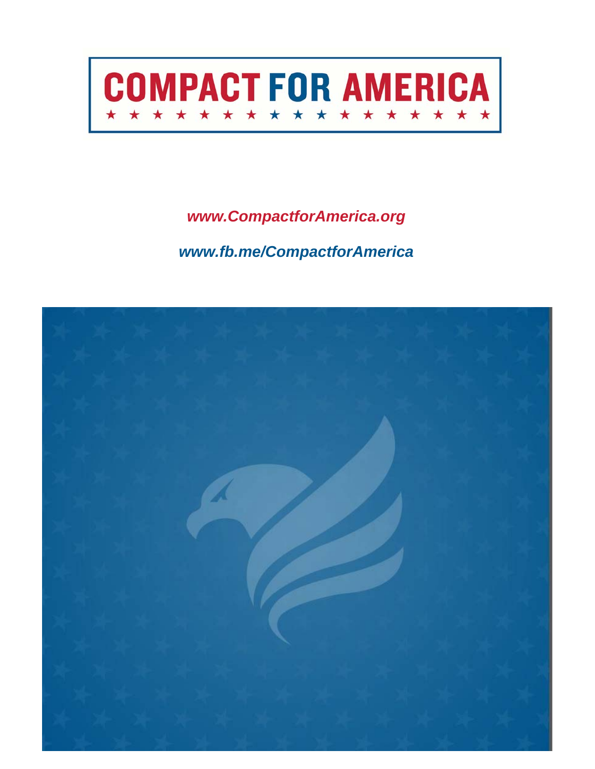# COMPACT FOR AMERICA

***www.CompactforAmerica.org***

***www.fb.me/CompactforAmerica***